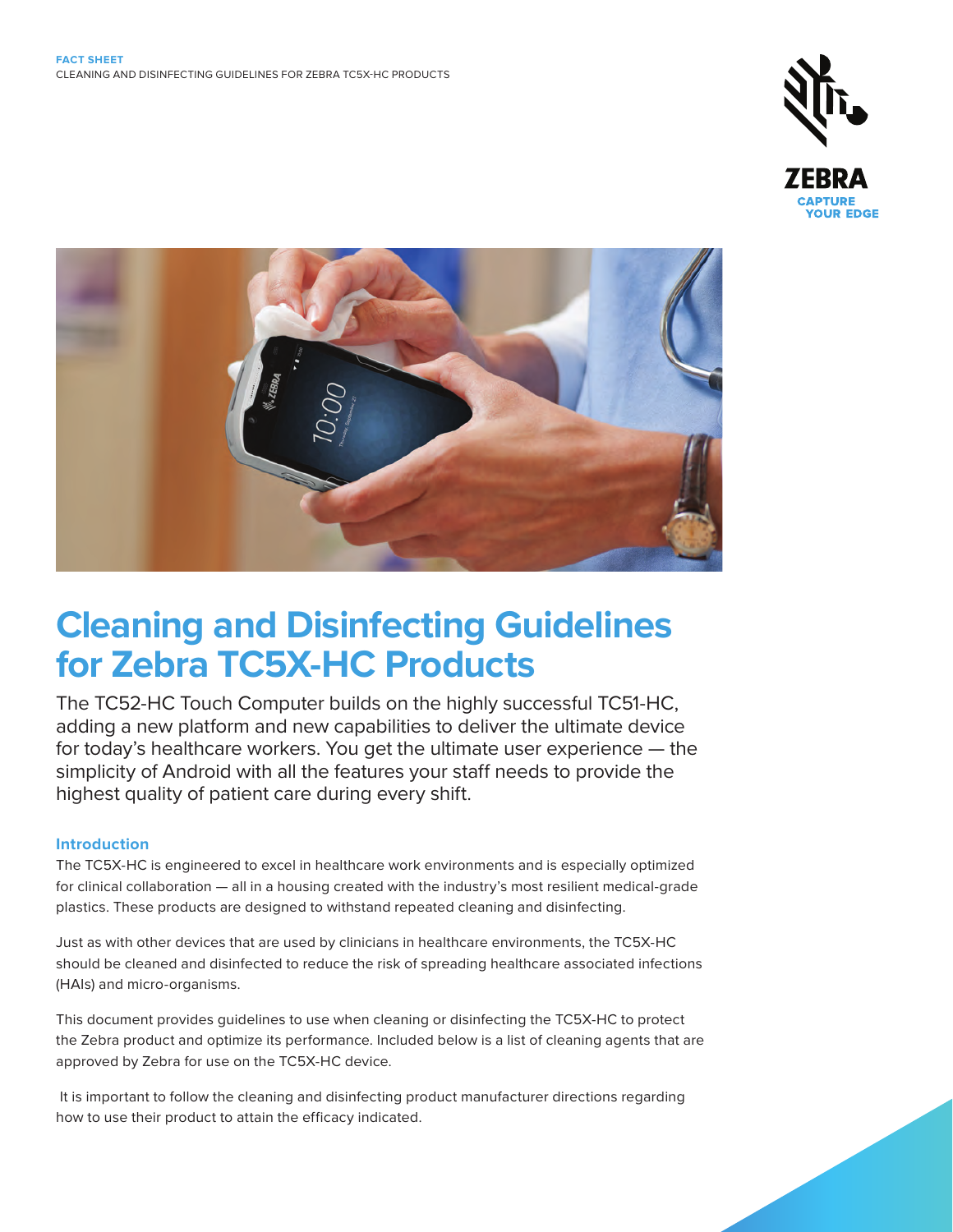**FACT SHEET**
CLEANING AND DISINFECTING GUIDELINES FOR ZEBRA TC5X-HC PRODUCTS

# Cleaning and Disinfecting Guidelines for Zebra TC5X-HC Products

The TC52-HC Touch Computer builds on the highly successful TC51-HC, adding a new platform and new capabilities to deliver the ultimate device for today's healthcare workers. You get the ultimate user experience — the simplicity of Android with all the features your staff needs to provide the highest quality of patient care during every shift.

## Introduction

The TC5X-HC is engineered to excel in healthcare work environments and is especially optimized for clinical collaboration — all in a housing created with the industry's most resilient medical-grade plastics. These products are designed to withstand repeated cleaning and disinfecting.

Just as with other devices that are used by clinicians in healthcare environments, the TC5X-HC should be cleaned and disinfected to reduce the risk of spreading healthcare associated infections (HAIs) and micro-organisms.

This document provides guidelines to use when cleaning or disinfecting the TC5X-HC to protect the Zebra product and optimize its performance. Included below is a list of cleaning agents that are approved by Zebra for use on the TC5X-HC device.

It is important to follow the cleaning and disinfecting product manufacturer directions regarding how to use their product to attain the efficacy indicated.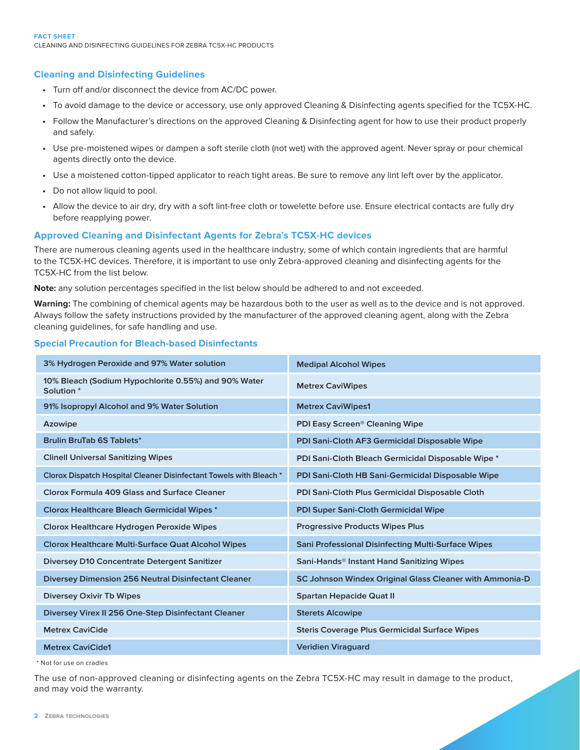## Cleaning and Disinfecting Guidelines

- Turn off and/or disconnect the device from AC/DC power.
- To avoid damage to the device or accessory, use only approved Cleaning & Disinfecting agents specified for the TC5X-HC.
- Follow the Manufacturer's directions on the approved Cleaning & Disinfecting agent for how to use their product properly and safely.
- Use pre-moistened wipes or dampen a soft sterile cloth (not wet) with the approved agent. Never spray or pour chemical agents directly onto the device.
- Use a moistened cotton-tipped applicator to reach tight areas. Be sure to remove any lint left over by the applicator.
- Do not allow liquid to pool.
- Allow the device to air dry, dry with a soft lint-free cloth or towelette before use. Ensure electrical contacts are fully dry before reapplying power.

## Approved Cleaning and Disinfectant Agents for Zebra's TC5X-HC devices

There are numerous cleaning agents used in the healthcare industry, some of which contain ingredients that are harmful to the TC5X-HC devices. Therefore, it is important to use only Zebra-approved cleaning and disinfecting agents for the TC5X-HC from the list below.

**Note:** any solution percentages specified in the list below should be adhered to and not exceeded.

**Warning:** The combining of chemical agents may be hazardous both to the user as well as to the device and is not approved. Always follow the safety instructions provided by the manufacturer of the approved cleaning agent, along with the Zebra cleaning guidelines, for safe handling and use.

## Special Precaution for Bleach-based Disinfectants

| | |
|---|---|
| 3% Hydrogen Peroxide and 97% Water solution | Medipal Alcohol Wipes |
| 10% Bleach (Sodium Hypochlorite 0.55%) and 90% Water Solution * | Metrex CaviWipes |
| 91% Isopropyl Alcohol and 9% Water Solution | Metrex CaviWipes1 |
| Azowipe | PDI Easy Screen® Cleaning Wipe |
| Brulin BruTab 6S Tablets* | PDI Sani-Cloth AF3 Germicidal Disposable Wipe |
| Clinell Universal Sanitizing Wipes | PDI Sani-Cloth Bleach Germicidal Disposable Wipe * |
| Clorox Dispatch Hospital Cleaner Disinfectant Towels with Bleach * | PDI Sani-Cloth HB Sani-Germicidal Disposable Wipe |
| Clorox Formula 409 Glass and Surface Cleaner | PDI Sani-Cloth Plus Germicidal Disposable Cloth |
| Clorox Healthcare Bleach Germicidal Wipes * | PDI Super Sani-Cloth Germicidal Wipe |
| Clorox Healthcare Hydrogen Peroxide Wipes | Progressive Products Wipes Plus |
| Clorox Healthcare Multi-Surface Quat Alcohol Wipes | Sani Professional Disinfecting Multi-Surface Wipes |
| Diversey D10 Concentrate Detergent Sanitizer | Sani-Hands® Instant Hand Sanitizing Wipes |
| Diversey Dimension 256 Neutral Disinfectant Cleaner | SC Johnson Windex Original Glass Cleaner with Ammonia-D |
| Diversey Oxivir Tb Wipes | Spartan Hepacide Quat II |
| Diversey Virex II 256 One-Step Disinfectant Cleaner | Sterets Alcowipe |
| Metrex CaviCide | Steris Coverage Plus Germicidal Surface Wipes |
| Metrex CaviCide1 | Veridien Viraguard |

* Not for use on cradles

The use of non-approved cleaning or disinfecting agents on the Zebra TC5X-HC may result in damage to the product, and may void the warranty.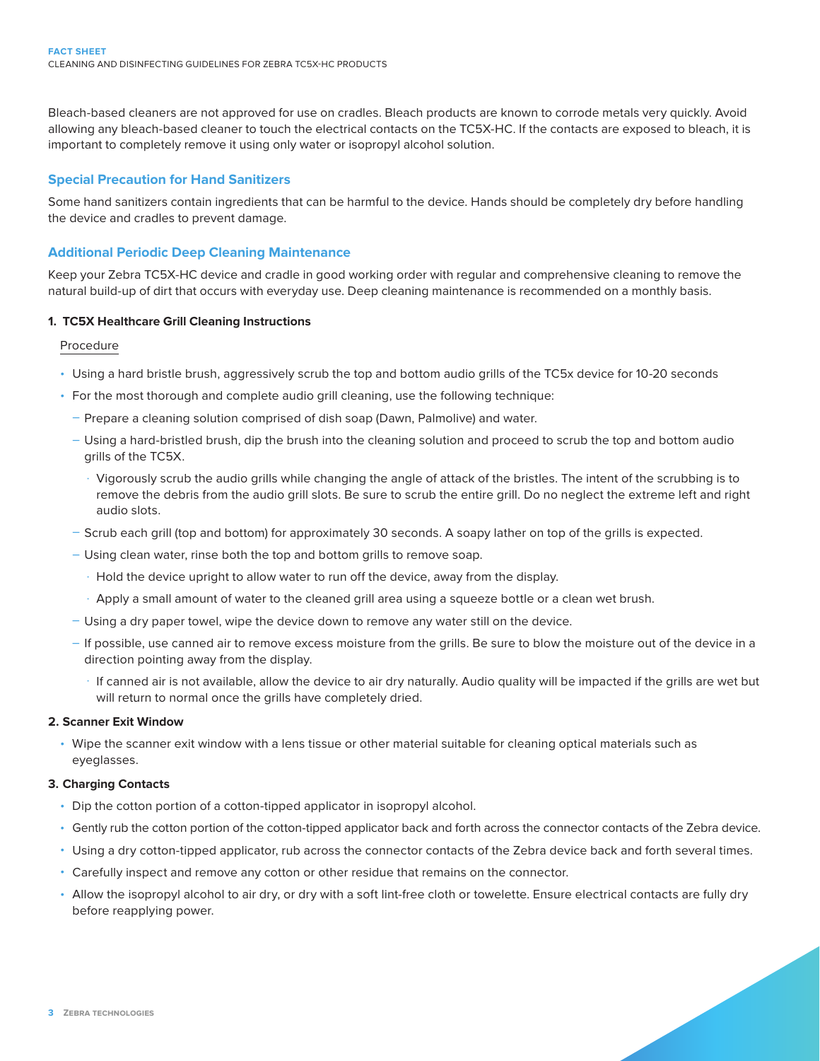Bleach-based cleaners are not approved for use on cradles. Bleach products are known to corrode metals very quickly. Avoid allowing any bleach-based cleaner to touch the electrical contacts on the TC5X-HC. If the contacts are exposed to bleach, it is important to completely remove it using only water or isopropyl alcohol solution.

## Special Precaution for Hand Sanitizers

Some hand sanitizers contain ingredients that can be harmful to the device. Hands should be completely dry before handling the device and cradles to prevent damage.

## Additional Periodic Deep Cleaning Maintenance

Keep your Zebra TC5X-HC device and cradle in good working order with regular and comprehensive cleaning to remove the natural build-up of dirt that occurs with everyday use. Deep cleaning maintenance is recommended on a monthly basis.

### 1. TC5X Healthcare Grill Cleaning Instructions

Procedure

- Using a hard bristle brush, aggressively scrub the top and bottom audio grills of the TC5x device for 10-20 seconds
- For the most thorough and complete audio grill cleaning, use the following technique:
  - Prepare a cleaning solution comprised of dish soap (Dawn, Palmolive) and water.
  - Using a hard-bristled brush, dip the brush into the cleaning solution and proceed to scrub the top and bottom audio grills of the TC5X.
    - Vigorously scrub the audio grills while changing the angle of attack of the bristles. The intent of the scrubbing is to remove the debris from the audio grill slots. Be sure to scrub the entire grill. Do no neglect the extreme left and right audio slots.
  - Scrub each grill (top and bottom) for approximately 30 seconds. A soapy lather on top of the grills is expected.
  - Using clean water, rinse both the top and bottom grills to remove soap.
    - Hold the device upright to allow water to run off the device, away from the display.
    - Apply a small amount of water to the cleaned grill area using a squeeze bottle or a clean wet brush.
  - Using a dry paper towel, wipe the device down to remove any water still on the device.
  - If possible, use canned air to remove excess moisture from the grills. Be sure to blow the moisture out of the device in a direction pointing away from the display.
    - If canned air is not available, allow the device to air dry naturally. Audio quality will be impacted if the grills are wet but will return to normal once the grills have completely dried.

### 2. Scanner Exit Window

- Wipe the scanner exit window with a lens tissue or other material suitable for cleaning optical materials such as eyeglasses.

### 3. Charging Contacts

- Dip the cotton portion of a cotton-tipped applicator in isopropyl alcohol.
- Gently rub the cotton portion of the cotton-tipped applicator back and forth across the connector contacts of the Zebra device.
- Using a dry cotton-tipped applicator, rub across the connector contacts of the Zebra device back and forth several times.
- Carefully inspect and remove any cotton or other residue that remains on the connector.
- Allow the isopropyl alcohol to air dry, or dry with a soft lint-free cloth or towelette. Ensure electrical contacts are fully dry before reapplying power.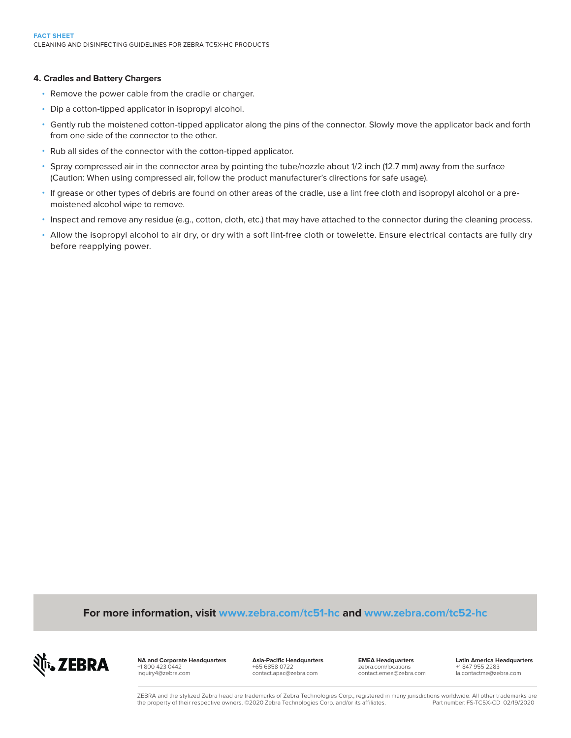### 4. Cradles and Battery Chargers

- Remove the power cable from the cradle or charger.
- Dip a cotton-tipped applicator in isopropyl alcohol.
- Gently rub the moistened cotton-tipped applicator along the pins of the connector. Slowly move the applicator back and forth from one side of the connector to the other.
- Rub all sides of the connector with the cotton-tipped applicator.
- Spray compressed air in the connector area by pointing the tube/nozzle about 1/2 inch (12.7 mm) away from the surface (Caution: When using compressed air, follow the product manufacturer's directions for safe usage).
- If grease or other types of debris are found on other areas of the cradle, use a lint free cloth and isopropyl alcohol or a pre-moistened alcohol wipe to remove.
- Inspect and remove any residue (e.g., cotton, cloth, etc.) that may have attached to the connector during the cleaning process.
- Allow the isopropyl alcohol to air dry, or dry with a soft lint-free cloth or towelette. Ensure electrical contacts are fully dry before reapplying power.

**For more information, visit www.zebra.com/tc51-hc and www.zebra.com/tc52-hc**

ZEBRA

**NA and Corporate Headquarters**
+1 800 423 0442
inquiry4@zebra.com

**Asia-Pacific Headquarters**
+65 6858 0722
contact.apac@zebra.com

**EMEA Headquarters**
zebra.com/locations
contact.emea@zebra.com

**Latin America Headquarters**
+1 847 955 2283
la.contactme@zebra.com

ZEBRA and the stylized Zebra head are trademarks of Zebra Technologies Corp., registered in many jurisdictions worldwide. All other trademarks are the property of their respective owners. ©2020 Zebra Technologies Corp. and/or its affiliates. Part number: FS-TC5X-CD 02/19/2020